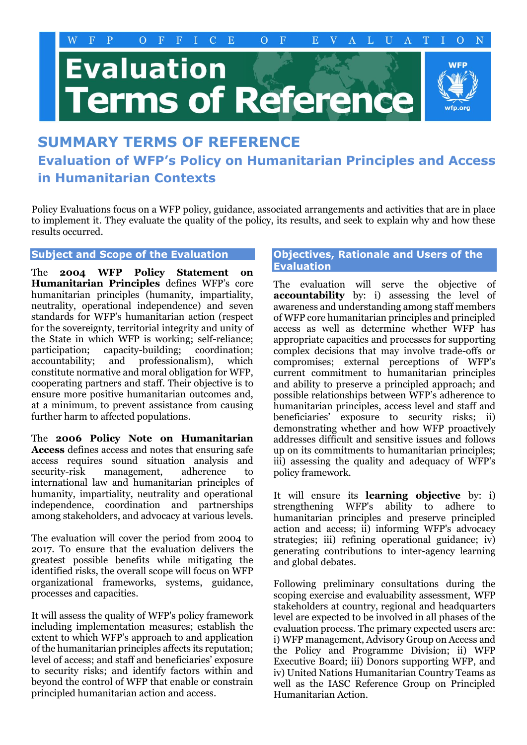WFP OFFICE OF EVALUATION

# Evaluation Terms of Reference

## SUMMARY TERMS OF REFERENCE

### Evaluation of WFP's Policy on Humanitarian Principles and Access in Humanitarian Contexts

Policy Evaluations focus on a WFP policy, guidance, associated arrangements and activities that are in place to implement it. They evaluate the quality of the policy, its results, and seek to explain why and how these results occurred.

#### Subject and Scope of the Evaluation

The **2004 WFP Policy Statement on Humanitarian Principles** defines WFP's core humanitarian principles (humanity, impartiality, neutrality, operational independence) and seven standards for WFP's humanitarian action (respect for the sovereignty, territorial integrity and unity of the State in which WFP is working; self-reliance; participation; capacity-building; coordination; accountability; and professionalism), which constitute normative and moral obligation for WFP, cooperating partners and staff. Their objective is to ensure more positive humanitarian outcomes and, at a minimum, to prevent assistance from causing further harm to affected populations.

The **2006 Policy Note on Humanitarian Access** defines access and notes that ensuring safe access requires sound situation analysis and security-risk management, adherence to international law and humanitarian principles of humanity, impartiality, neutrality and operational independence, coordination and partnerships among stakeholders, and advocacy at various levels.

The evaluation will cover the period from 2004 to 2017. To ensure that the evaluation delivers the greatest possible benefits while mitigating the identified risks, the overall scope will focus on WFP organizational frameworks, systems, guidance, processes and capacities.

It will assess the quality of WFP's policy framework including implementation measures; establish the extent to which WFP's approach to and application of the humanitarian principles affects its reputation; level of access; and staff and beneficiaries' exposure to security risks; and identify factors within and beyond the control of WFP that enable or constrain principled humanitarian action and access.

#### Objectives, Rationale and Users of the Evaluation

The evaluation will serve the objective of **accountability** by: i) assessing the level of awareness and understanding among staff members of WFP core humanitarian principles and principled access as well as determine whether WFP has appropriate capacities and processes for supporting complex decisions that may involve trade-offs or compromises; external perceptions of WFP's current commitment to humanitarian principles and ability to preserve a principled approach; and possible relationships between WFP's adherence to humanitarian principles, access level and staff and beneficiaries' exposure to security risks; ii) demonstrating whether and how WFP proactively addresses difficult and sensitive issues and follows up on its commitments to humanitarian principles; iii) assessing the quality and adequacy of WFP's policy framework.

It will ensure its **learning objective** by: i) strengthening WFP's ability to adhere to humanitarian principles and preserve principled action and access; ii) informing WFP's advocacy strategies; iii) refining operational guidance; iv) generating contributions to inter-agency learning and global debates.

Following preliminary consultations during the scoping exercise and evaluability assessment, WFP stakeholders at country, regional and headquarters level are expected to be involved in all phases of the evaluation process. The primary expected users are: i) WFP management, Advisory Group on Access and the Policy and Programme Division; ii) WFP Executive Board; iii) Donors supporting WFP, and iv) United Nations Humanitarian Country Teams as well as the IASC Reference Group on Principled Humanitarian Action.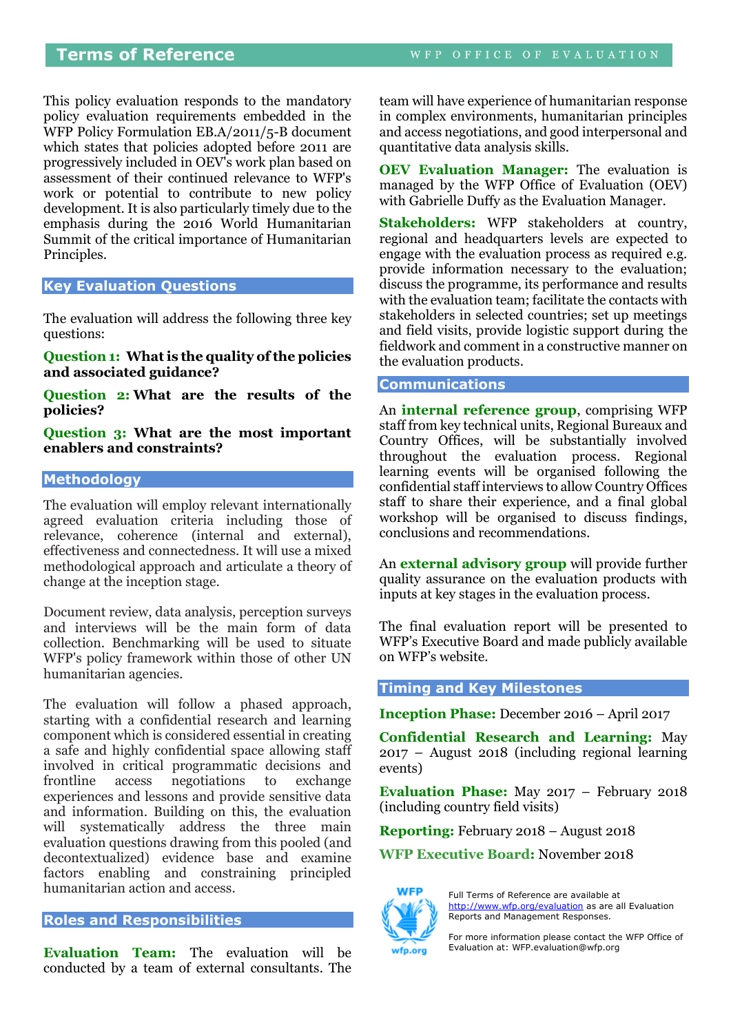This policy evaluation responds to the mandatory policy evaluation requirements embedded in the WFP Policy Formulation EB.A/2011/5-B document which states that policies adopted before 2011 are progressively included in OEV's work plan based on assessment of their continued relevance to WFP's work or potential to contribute to new policy development. It is also particularly timely due to the emphasis during the 2016 World Humanitarian Summit of the critical importance of Humanitarian Principles.

## Key Evaluation Questions

The evaluation will address the following three key questions:

**Question 1: What is the quality of the policies and associated guidance?**

**Question 2: What are the results of the policies?**

**Question 3: What are the most important enablers and constraints?**

## Methodology

The evaluation will employ relevant internationally agreed evaluation criteria including those of relevance, coherence (internal and external), effectiveness and connectedness. It will use a mixed methodological approach and articulate a theory of change at the inception stage.

Document review, data analysis, perception surveys and interviews will be the main form of data collection. Benchmarking will be used to situate WFP's policy framework within those of other UN humanitarian agencies.

The evaluation will follow a phased approach, starting with a confidential research and learning component which is considered essential in creating a safe and highly confidential space allowing staff involved in critical programmatic decisions and frontline access negotiations to exchange experiences and lessons and provide sensitive data and information. Building on this, the evaluation will systematically address the three main evaluation questions drawing from this pooled (and decontextualized) evidence base and examine factors enabling and constraining principled humanitarian action and access.

## Roles and Responsibilities

**Evaluation Team:** The evaluation will be conducted by a team of external consultants. The team will have experience of humanitarian response in complex environments, humanitarian principles and access negotiations, and good interpersonal and quantitative data analysis skills.

**OEV Evaluation Manager:** The evaluation is managed by the WFP Office of Evaluation (OEV) with Gabrielle Duffy as the Evaluation Manager.

**Stakeholders:** WFP stakeholders at country, regional and headquarters levels are expected to engage with the evaluation process as required e.g. provide information necessary to the evaluation; discuss the programme, its performance and results with the evaluation team; facilitate the contacts with stakeholders in selected countries; set up meetings and field visits, provide logistic support during the fieldwork and comment in a constructive manner on the evaluation products.

## Communications

An **internal reference group**, comprising WFP staff from key technical units, Regional Bureaux and Country Offices, will be substantially involved throughout the evaluation process. Regional learning events will be organised following the confidential staff interviews to allow Country Offices staff to share their experience, and a final global workshop will be organised to discuss findings, conclusions and recommendations.

An **external advisory group** will provide further quality assurance on the evaluation products with inputs at key stages in the evaluation process.

The final evaluation report will be presented to WFP's Executive Board and made publicly available on WFP's website.

## Timing and Key Milestones

**Inception Phase:** December 2016 – April 2017

**Confidential Research and Learning:** May 2017 – August 2018 (including regional learning events)

**Evaluation Phase:** May 2017 – February 2018 (including country field visits)

**Reporting:** February 2018 – August 2018

**WFP Executive Board:** November 2018

Full Terms of Reference are available at http://www.wfp.org/evaluation as are all Evaluation Reports and Management Responses.

For more information please contact the WFP Office of Evaluation at: WFP.evaluation@wfp.org